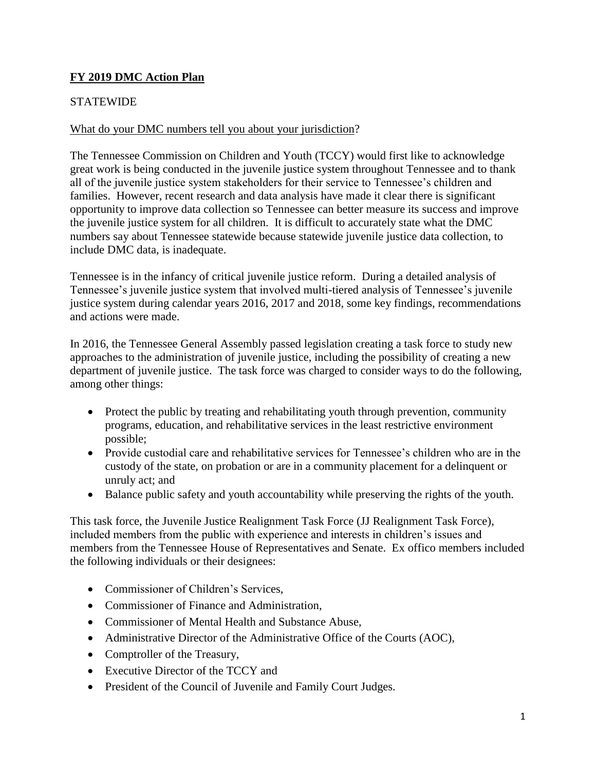# **FY 2019 DMC Action Plan**

STATEWIDE

What do your DMC numbers tell you about your jurisdiction?

The Tennessee Commission on Children and Youth (TCCY) would first like to acknowledge great work is being conducted in the juvenile justice system throughout Tennessee and to thank all of the juvenile justice system stakeholders for their service to Tennessee's children and families. However, recent research and data analysis have made it clear there is significant opportunity to improve data collection so Tennessee can better measure its success and improve the juvenile justice system for all children. It is difficult to accurately state what the DMC numbers say about Tennessee statewide because statewide juvenile justice data collection, to include DMC data, is inadequate.

Tennessee is in the infancy of critical juvenile justice reform. During a detailed analysis of Tennessee's juvenile justice system that involved multi-tiered analysis of Tennessee's juvenile justice system during calendar years 2016, 2017 and 2018, some key findings, recommendations and actions were made.

In 2016, the Tennessee General Assembly passed legislation creating a task force to study new approaches to the administration of juvenile justice, including the possibility of creating a new department of juvenile justice. The task force was charged to consider ways to do the following, among other things:

- Protect the public by treating and rehabilitating youth through prevention, community programs, education, and rehabilitative services in the least restrictive environment possible;
- Provide custodial care and rehabilitative services for Tennessee's children who are in the custody of the state, on probation or are in a community placement for a delinquent or unruly act; and
- Balance public safety and youth accountability while preserving the rights of the youth.

This task force, the Juvenile Justice Realignment Task Force (JJ Realignment Task Force), included members from the public with experience and interests in children's issues and members from the Tennessee House of Representatives and Senate. Ex offico members included the following individuals or their designees:

- Commissioner of Children's Services,
- Commissioner of Finance and Administration,
- Commissioner of Mental Health and Substance Abuse,
- Administrative Director of the Administrative Office of the Courts (AOC),
- Comptroller of the Treasury,
- Executive Director of the TCCY and
- President of the Council of Juvenile and Family Court Judges.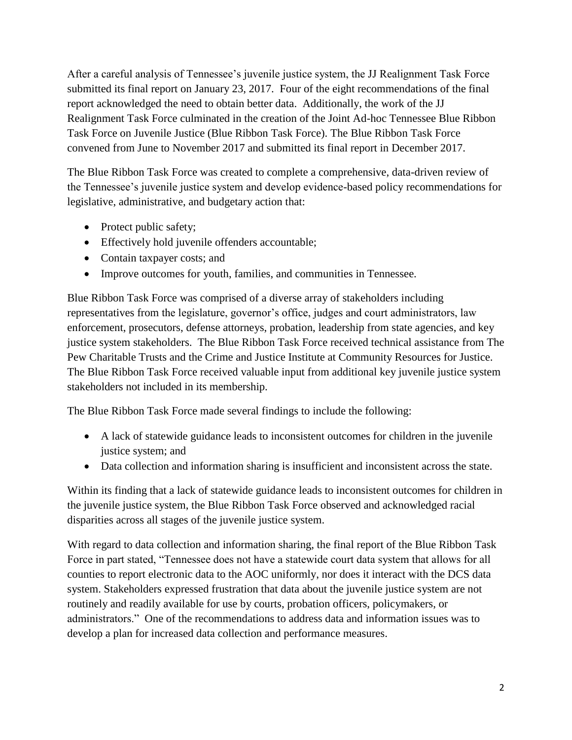After a careful analysis of Tennessee's juvenile justice system, the JJ Realignment Task Force submitted its final report on January 23, 2017. Four of the eight recommendations of the final report acknowledged the need to obtain better data. Additionally, the work of the JJ Realignment Task Force culminated in the creation of the Joint Ad-hoc Tennessee Blue Ribbon Task Force on Juvenile Justice (Blue Ribbon Task Force). The Blue Ribbon Task Force convened from June to November 2017 and submitted its final report in December 2017.

The Blue Ribbon Task Force was created to complete a comprehensive, data-driven review of the Tennessee's juvenile justice system and develop evidence-based policy recommendations for legislative, administrative, and budgetary action that:

- Protect public safety;
- Effectively hold juvenile offenders accountable;
- Contain taxpayer costs; and
- Improve outcomes for youth, families, and communities in Tennessee.

Blue Ribbon Task Force was comprised of a diverse array of stakeholders including representatives from the legislature, governor's office, judges and court administrators, law enforcement, prosecutors, defense attorneys, probation, leadership from state agencies, and key justice system stakeholders. The Blue Ribbon Task Force received technical assistance from The Pew Charitable Trusts and the Crime and Justice Institute at Community Resources for Justice. The Blue Ribbon Task Force received valuable input from additional key juvenile justice system stakeholders not included in its membership.

The Blue Ribbon Task Force made several findings to include the following:

- A lack of statewide guidance leads to inconsistent outcomes for children in the juvenile justice system; and
- Data collection and information sharing is insufficient and inconsistent across the state.

Within its finding that a lack of statewide guidance leads to inconsistent outcomes for children in the juvenile justice system, the Blue Ribbon Task Force observed and acknowledged racial disparities across all stages of the juvenile justice system.

With regard to data collection and information sharing, the final report of the Blue Ribbon Task Force in part stated, "Tennessee does not have a statewide court data system that allows for all counties to report electronic data to the AOC uniformly, nor does it interact with the DCS data system. Stakeholders expressed frustration that data about the juvenile justice system are not routinely and readily available for use by courts, probation officers, policymakers, or administrators." One of the recommendations to address data and information issues was to develop a plan for increased data collection and performance measures.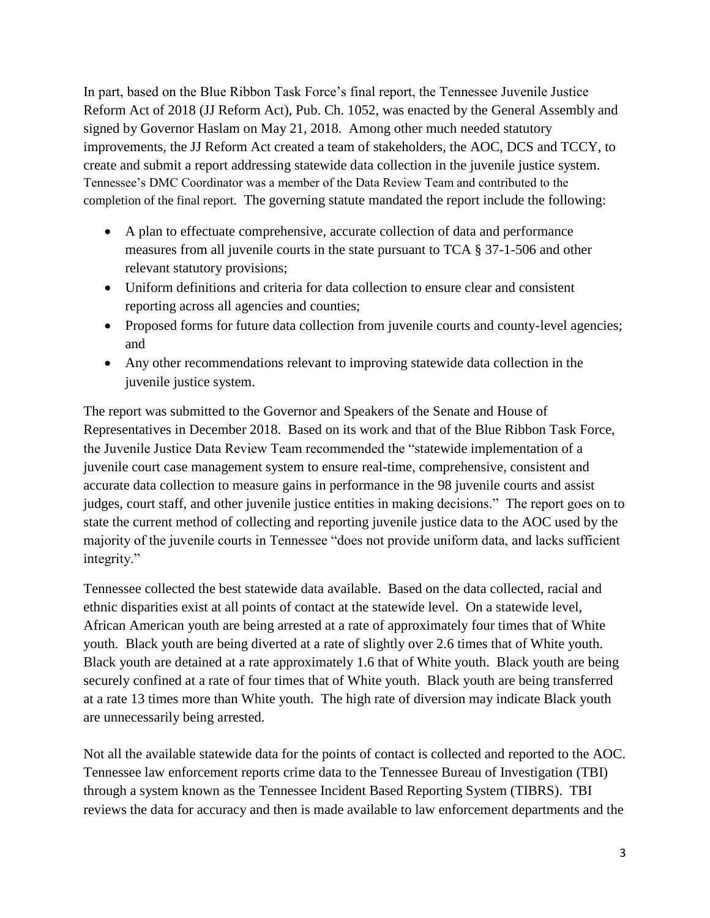In part, based on the Blue Ribbon Task Force's final report, the Tennessee Juvenile Justice Reform Act of 2018 (JJ Reform Act), Pub. Ch. 1052, was enacted by the General Assembly and signed by Governor Haslam on May 21, 2018. Among other much needed statutory improvements, the JJ Reform Act created a team of stakeholders, the AOC, DCS and TCCY, to create and submit a report addressing statewide data collection in the juvenile justice system. Tennessee's DMC Coordinator was a member of the Data Review Team and contributed to the completion of the final report. The governing statute mandated the report include the following:

- A plan to effectuate comprehensive, accurate collection of data and performance measures from all juvenile courts in the state pursuant to TCA § 37-1-506 and other relevant statutory provisions;
- Uniform definitions and criteria for data collection to ensure clear and consistent reporting across all agencies and counties;
- Proposed forms for future data collection from juvenile courts and county-level agencies; and
- Any other recommendations relevant to improving statewide data collection in the juvenile justice system.

The report was submitted to the Governor and Speakers of the Senate and House of Representatives in December 2018. Based on its work and that of the Blue Ribbon Task Force, the Juvenile Justice Data Review Team recommended the "statewide implementation of a juvenile court case management system to ensure real-time, comprehensive, consistent and accurate data collection to measure gains in performance in the 98 juvenile courts and assist judges, court staff, and other juvenile justice entities in making decisions." The report goes on to state the current method of collecting and reporting juvenile justice data to the AOC used by the majority of the juvenile courts in Tennessee "does not provide uniform data, and lacks sufficient integrity."

Tennessee collected the best statewide data available. Based on the data collected, racial and ethnic disparities exist at all points of contact at the statewide level. On a statewide level, African American youth are being arrested at a rate of approximately four times that of White youth. Black youth are being diverted at a rate of slightly over 2.6 times that of White youth. Black youth are detained at a rate approximately 1.6 that of White youth. Black youth are being securely confined at a rate of four times that of White youth. Black youth are being transferred at a rate 13 times more than White youth. The high rate of diversion may indicate Black youth are unnecessarily being arrested.

Not all the available statewide data for the points of contact is collected and reported to the AOC. Tennessee law enforcement reports crime data to the Tennessee Bureau of Investigation (TBI) through a system known as the Tennessee Incident Based Reporting System (TIBRS). TBI reviews the data for accuracy and then is made available to law enforcement departments and the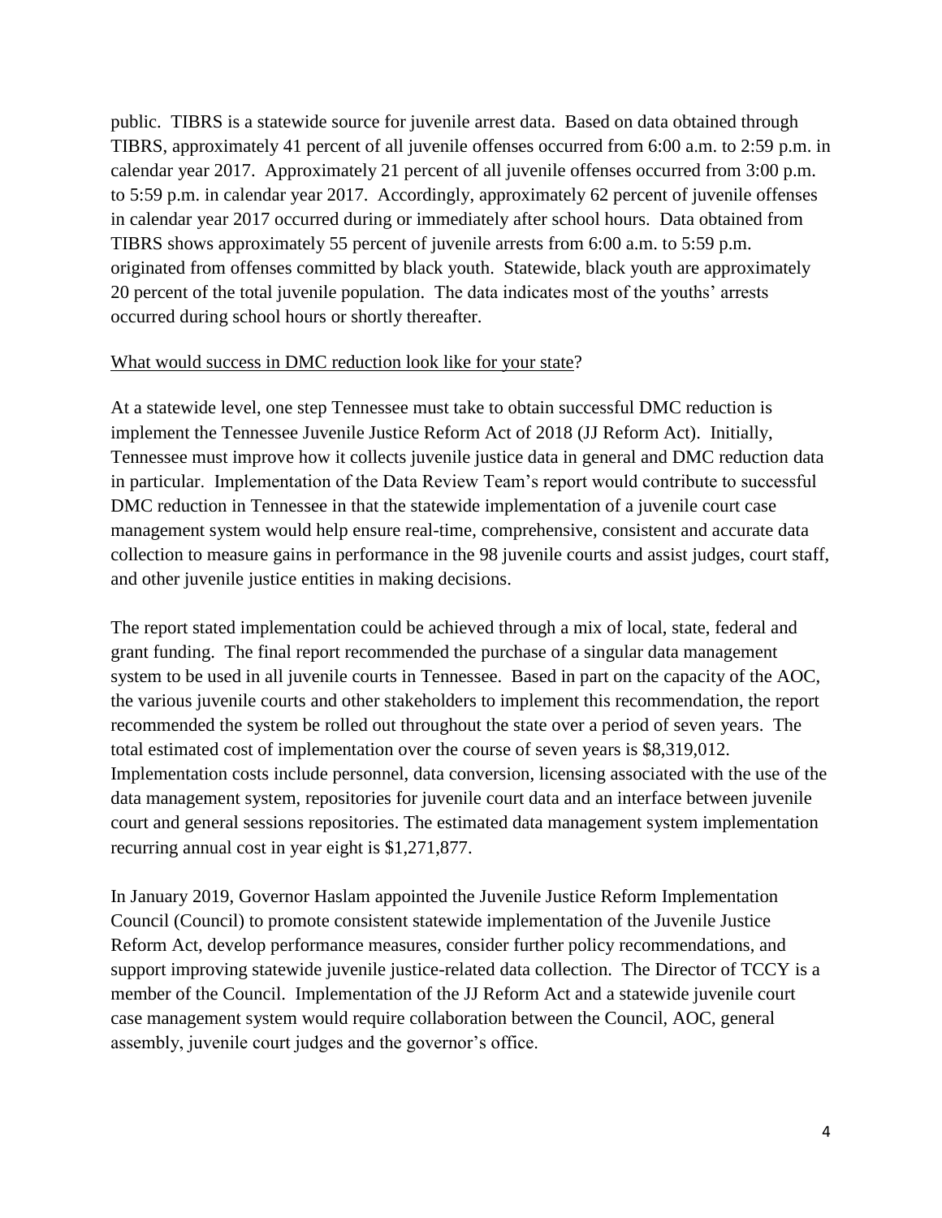public. TIBRS is a statewide source for juvenile arrest data. Based on data obtained through TIBRS, approximately 41 percent of all juvenile offenses occurred from 6:00 a.m. to 2:59 p.m. in calendar year 2017. Approximately 21 percent of all juvenile offenses occurred from 3:00 p.m. to 5:59 p.m. in calendar year 2017. Accordingly, approximately 62 percent of juvenile offenses in calendar year 2017 occurred during or immediately after school hours. Data obtained from TIBRS shows approximately 55 percent of juvenile arrests from 6:00 a.m. to 5:59 p.m. originated from offenses committed by black youth. Statewide, black youth are approximately 20 percent of the total juvenile population. The data indicates most of the youths' arrests occurred during school hours or shortly thereafter.

<u>What would success in DMC reduction look like for your state</u>?

At a statewide level, one step Tennessee must take to obtain successful DMC reduction is implement the Tennessee Juvenile Justice Reform Act of 2018 (JJ Reform Act). Initially, Tennessee must improve how it collects juvenile justice data in general and DMC reduction data in particular. Implementation of the Data Review Team's report would contribute to successful DMC reduction in Tennessee in that the statewide implementation of a juvenile court case management system would help ensure real-time, comprehensive, consistent and accurate data collection to measure gains in performance in the 98 juvenile courts and assist judges, court staff, and other juvenile justice entities in making decisions.

The report stated implementation could be achieved through a mix of local, state, federal and grant funding. The final report recommended the purchase of a singular data management system to be used in all juvenile courts in Tennessee. Based in part on the capacity of the AOC, the various juvenile courts and other stakeholders to implement this recommendation, the report recommended the system be rolled out throughout the state over a period of seven years. The total estimated cost of implementation over the course of seven years is $8,319,012. Implementation costs include personnel, data conversion, licensing associated with the use of the data management system, repositories for juvenile court data and an interface between juvenile court and general sessions repositories. The estimated data management system implementation recurring annual cost in year eight is $1,271,877.

In January 2019, Governor Haslam appointed the Juvenile Justice Reform Implementation Council (Council) to promote consistent statewide implementation of the Juvenile Justice Reform Act, develop performance measures, consider further policy recommendations, and support improving statewide juvenile justice-related data collection. The Director of TCCY is a member of the Council. Implementation of the JJ Reform Act and a statewide juvenile court case management system would require collaboration between the Council, AOC, general assembly, juvenile court judges and the governor's office.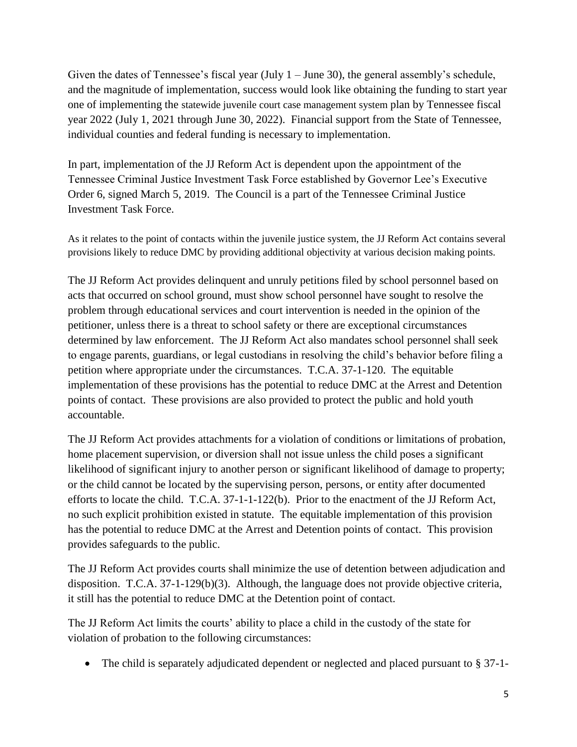Given the dates of Tennessee's fiscal year (July 1 – June 30), the general assembly's schedule, and the magnitude of implementation, success would look like obtaining the funding to start year one of implementing the statewide juvenile court case management system plan by Tennessee fiscal year 2022 (July 1, 2021 through June 30, 2022). Financial support from the State of Tennessee, individual counties and federal funding is necessary to implementation.

In part, implementation of the JJ Reform Act is dependent upon the appointment of the Tennessee Criminal Justice Investment Task Force established by Governor Lee's Executive Order 6, signed March 5, 2019. The Council is a part of the Tennessee Criminal Justice Investment Task Force.

As it relates to the point of contacts within the juvenile justice system, the JJ Reform Act contains several provisions likely to reduce DMC by providing additional objectivity at various decision making points.

The JJ Reform Act provides delinquent and unruly petitions filed by school personnel based on acts that occurred on school ground, must show school personnel have sought to resolve the problem through educational services and court intervention is needed in the opinion of the petitioner, unless there is a threat to school safety or there are exceptional circumstances determined by law enforcement. The JJ Reform Act also mandates school personnel shall seek to engage parents, guardians, or legal custodians in resolving the child's behavior before filing a petition where appropriate under the circumstances. T.C.A. 37-1-120. The equitable implementation of these provisions has the potential to reduce DMC at the Arrest and Detention points of contact. These provisions are also provided to protect the public and hold youth accountable.

The JJ Reform Act provides attachments for a violation of conditions or limitations of probation, home placement supervision, or diversion shall not issue unless the child poses a significant likelihood of significant injury to another person or significant likelihood of damage to property; or the child cannot be located by the supervising person, persons, or entity after documented efforts to locate the child. T.C.A. 37-1-1-122(b). Prior to the enactment of the JJ Reform Act, no such explicit prohibition existed in statute. The equitable implementation of this provision has the potential to reduce DMC at the Arrest and Detention points of contact. This provision provides safeguards to the public.

The JJ Reform Act provides courts shall minimize the use of detention between adjudication and disposition. T.C.A. 37-1-129(b)(3). Although, the language does not provide objective criteria, it still has the potential to reduce DMC at the Detention point of contact.

The JJ Reform Act limits the courts' ability to place a child in the custody of the state for violation of probation to the following circumstances:

- The child is separately adjudicated dependent or neglected and placed pursuant to § 37-1-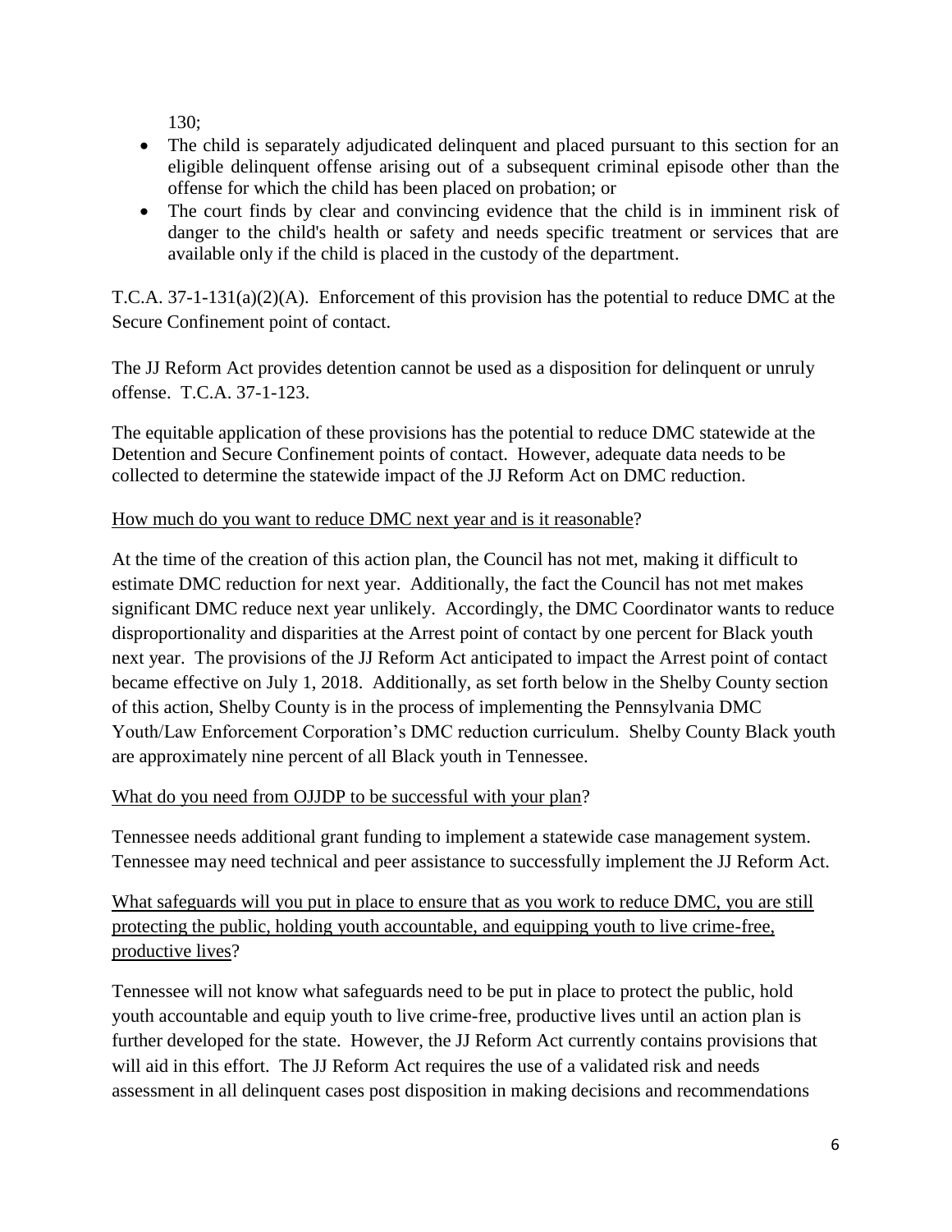130;

- The child is separately adjudicated delinquent and placed pursuant to this section for an eligible delinquent offense arising out of a subsequent criminal episode other than the offense for which the child has been placed on probation; or
- The court finds by clear and convincing evidence that the child is in imminent risk of danger to the child's health or safety and needs specific treatment or services that are available only if the child is placed in the custody of the department.

T.C.A. 37-1-131(a)(2)(A). Enforcement of this provision has the potential to reduce DMC at the Secure Confinement point of contact.

The JJ Reform Act provides detention cannot be used as a disposition for delinquent or unruly offense. T.C.A. 37-1-123.

The equitable application of these provisions has the potential to reduce DMC statewide at the Detention and Secure Confinement points of contact. However, adequate data needs to be collected to determine the statewide impact of the JJ Reform Act on DMC reduction.

<u>How much do you want to reduce DMC next year and is it reasonable</u>?

At the time of the creation of this action plan, the Council has not met, making it difficult to estimate DMC reduction for next year. Additionally, the fact the Council has not met makes significant DMC reduce next year unlikely. Accordingly, the DMC Coordinator wants to reduce disproportionality and disparities at the Arrest point of contact by one percent for Black youth next year. The provisions of the JJ Reform Act anticipated to impact the Arrest point of contact became effective on July 1, 2018. Additionally, as set forth below in the Shelby County section of this action, Shelby County is in the process of implementing the Pennsylvania DMC Youth/Law Enforcement Corporation's DMC reduction curriculum. Shelby County Black youth are approximately nine percent of all Black youth in Tennessee.

<u>What do you need from OJJDP to be successful with your plan</u>?

Tennessee needs additional grant funding to implement a statewide case management system. Tennessee may need technical and peer assistance to successfully implement the JJ Reform Act.

<u>What safeguards will you put in place to ensure that as you work to reduce DMC, you are still protecting the public, holding youth accountable, and equipping youth to live crime-free, productive lives</u>?

Tennessee will not know what safeguards need to be put in place to protect the public, hold youth accountable and equip youth to live crime-free, productive lives until an action plan is further developed for the state. However, the JJ Reform Act currently contains provisions that will aid in this effort. The JJ Reform Act requires the use of a validated risk and needs assessment in all delinquent cases post disposition in making decisions and recommendations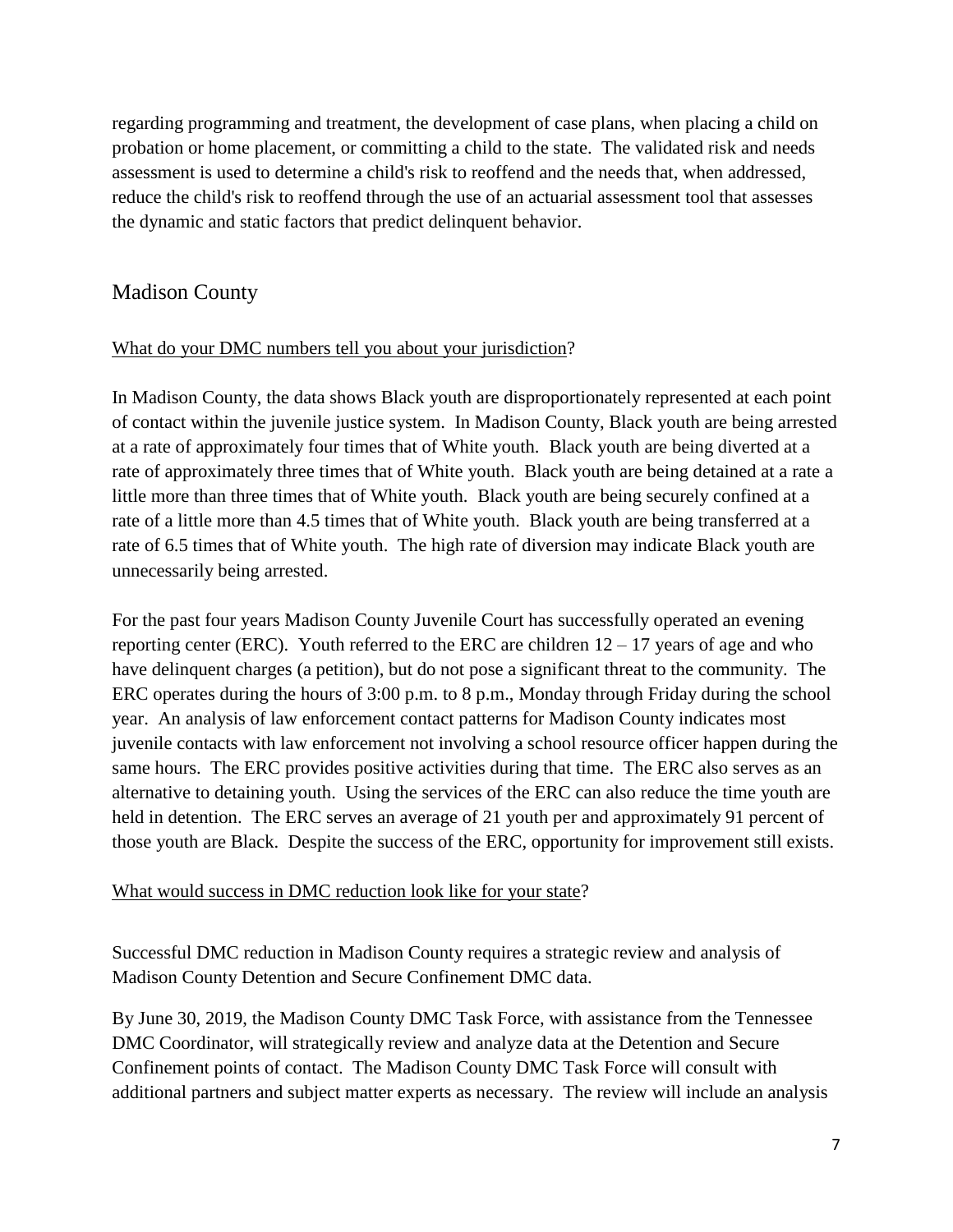regarding programming and treatment, the development of case plans, when placing a child on probation or home placement, or committing a child to the state. The validated risk and needs assessment is used to determine a child's risk to reoffend and the needs that, when addressed, reduce the child's risk to reoffend through the use of an actuarial assessment tool that assesses the dynamic and static factors that predict delinquent behavior.

## Madison County

<u>What do your DMC numbers tell you about your jurisdiction</u>?

In Madison County, the data shows Black youth are disproportionately represented at each point of contact within the juvenile justice system. In Madison County, Black youth are being arrested at a rate of approximately four times that of White youth. Black youth are being diverted at a rate of approximately three times that of White youth. Black youth are being detained at a rate a little more than three times that of White youth. Black youth are being securely confined at a rate of a little more than 4.5 times that of White youth. Black youth are being transferred at a rate of 6.5 times that of White youth. The high rate of diversion may indicate Black youth are unnecessarily being arrested.

For the past four years Madison County Juvenile Court has successfully operated an evening reporting center (ERC). Youth referred to the ERC are children 12 – 17 years of age and who have delinquent charges (a petition), but do not pose a significant threat to the community. The ERC operates during the hours of 3:00 p.m. to 8 p.m., Monday through Friday during the school year. An analysis of law enforcement contact patterns for Madison County indicates most juvenile contacts with law enforcement not involving a school resource officer happen during the same hours. The ERC provides positive activities during that time. The ERC also serves as an alternative to detaining youth. Using the services of the ERC can also reduce the time youth are held in detention. The ERC serves an average of 21 youth per and approximately 91 percent of those youth are Black. Despite the success of the ERC, opportunity for improvement still exists.

<u>What would success in DMC reduction look like for your state</u>?

Successful DMC reduction in Madison County requires a strategic review and analysis of Madison County Detention and Secure Confinement DMC data.

By June 30, 2019, the Madison County DMC Task Force, with assistance from the Tennessee DMC Coordinator, will strategically review and analyze data at the Detention and Secure Confinement points of contact. The Madison County DMC Task Force will consult with additional partners and subject matter experts as necessary. The review will include an analysis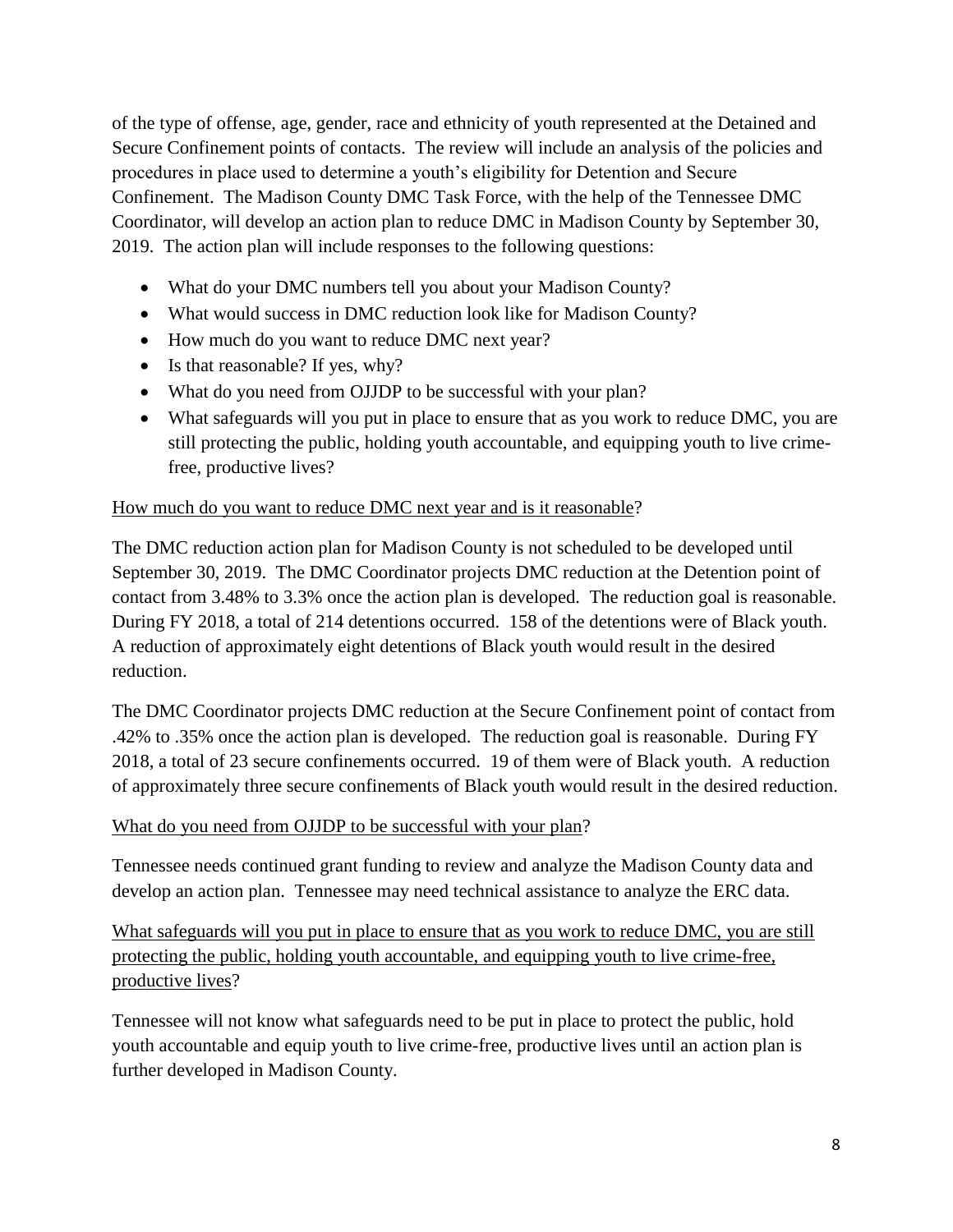of the type of offense, age, gender, race and ethnicity of youth represented at the Detained and Secure Confinement points of contacts. The review will include an analysis of the policies and procedures in place used to determine a youth's eligibility for Detention and Secure Confinement. The Madison County DMC Task Force, with the help of the Tennessee DMC Coordinator, will develop an action plan to reduce DMC in Madison County by September 30, 2019. The action plan will include responses to the following questions:

- What do your DMC numbers tell you about your Madison County?
- What would success in DMC reduction look like for Madison County?
- How much do you want to reduce DMC next year?
- Is that reasonable? If yes, why?
- What do you need from OJJDP to be successful with your plan?
- What safeguards will you put in place to ensure that as you work to reduce DMC, you are still protecting the public, holding youth accountable, and equipping youth to live crime-free, productive lives?

<u>How much do you want to reduce DMC next year and is it reasonable</u>?

The DMC reduction action plan for Madison County is not scheduled to be developed until September 30, 2019. The DMC Coordinator projects DMC reduction at the Detention point of contact from 3.48% to 3.3% once the action plan is developed. The reduction goal is reasonable. During FY 2018, a total of 214 detentions occurred. 158 of the detentions were of Black youth. A reduction of approximately eight detentions of Black youth would result in the desired reduction.

The DMC Coordinator projects DMC reduction at the Secure Confinement point of contact from .42% to .35% once the action plan is developed. The reduction goal is reasonable. During FY 2018, a total of 23 secure confinements occurred. 19 of them were of Black youth. A reduction of approximately three secure confinements of Black youth would result in the desired reduction.

<u>What do you need from OJJDP to be successful with your plan</u>?

Tennessee needs continued grant funding to review and analyze the Madison County data and develop an action plan. Tennessee may need technical assistance to analyze the ERC data.

<u>What safeguards will you put in place to ensure that as you work to reduce DMC, you are still protecting the public, holding youth accountable, and equipping youth to live crime-free, productive lives</u>?

Tennessee will not know what safeguards need to be put in place to protect the public, hold youth accountable and equip youth to live crime-free, productive lives until an action plan is further developed in Madison County.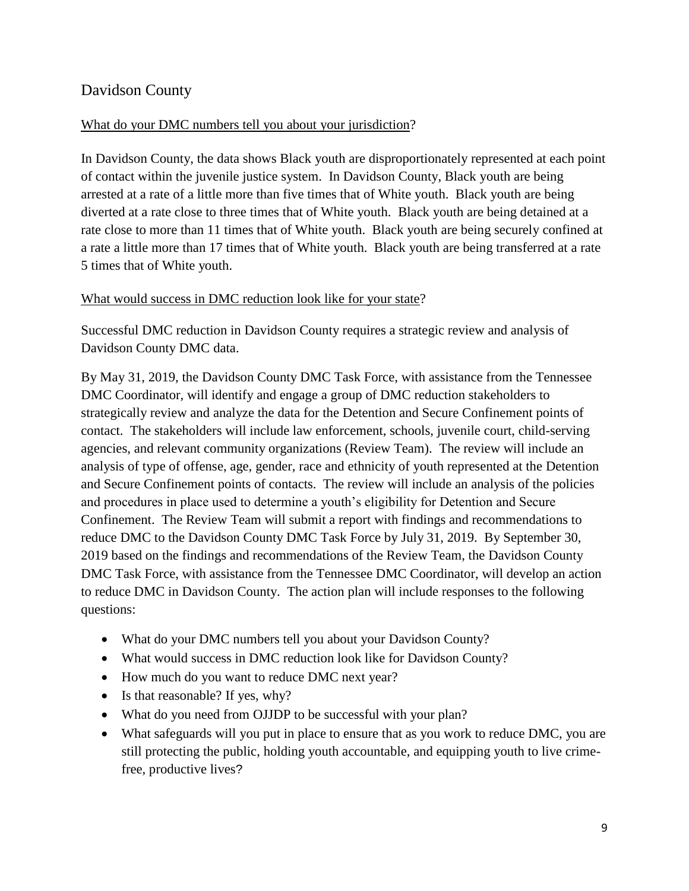## Davidson County

What do your DMC numbers tell you about your jurisdiction?

In Davidson County, the data shows Black youth are disproportionately represented at each point of contact within the juvenile justice system. In Davidson County, Black youth are being arrested at a rate of a little more than five times that of White youth. Black youth are being diverted at a rate close to three times that of White youth. Black youth are being detained at a rate close to more than 11 times that of White youth. Black youth are being securely confined at a rate a little more than 17 times that of White youth. Black youth are being transferred at a rate 5 times that of White youth.

What would success in DMC reduction look like for your state?

Successful DMC reduction in Davidson County requires a strategic review and analysis of Davidson County DMC data.

By May 31, 2019, the Davidson County DMC Task Force, with assistance from the Tennessee DMC Coordinator, will identify and engage a group of DMC reduction stakeholders to strategically review and analyze the data for the Detention and Secure Confinement points of contact. The stakeholders will include law enforcement, schools, juvenile court, child-serving agencies, and relevant community organizations (Review Team). The review will include an analysis of type of offense, age, gender, race and ethnicity of youth represented at the Detention and Secure Confinement points of contacts. The review will include an analysis of the policies and procedures in place used to determine a youth's eligibility for Detention and Secure Confinement. The Review Team will submit a report with findings and recommendations to reduce DMC to the Davidson County DMC Task Force by July 31, 2019. By September 30, 2019 based on the findings and recommendations of the Review Team, the Davidson County DMC Task Force, with assistance from the Tennessee DMC Coordinator, will develop an action to reduce DMC in Davidson County. The action plan will include responses to the following questions:

- What do your DMC numbers tell you about your Davidson County?
- What would success in DMC reduction look like for Davidson County?
- How much do you want to reduce DMC next year?
- Is that reasonable? If yes, why?
- What do you need from OJJDP to be successful with your plan?
- What safeguards will you put in place to ensure that as you work to reduce DMC, you are still protecting the public, holding youth accountable, and equipping youth to live crime-free, productive lives?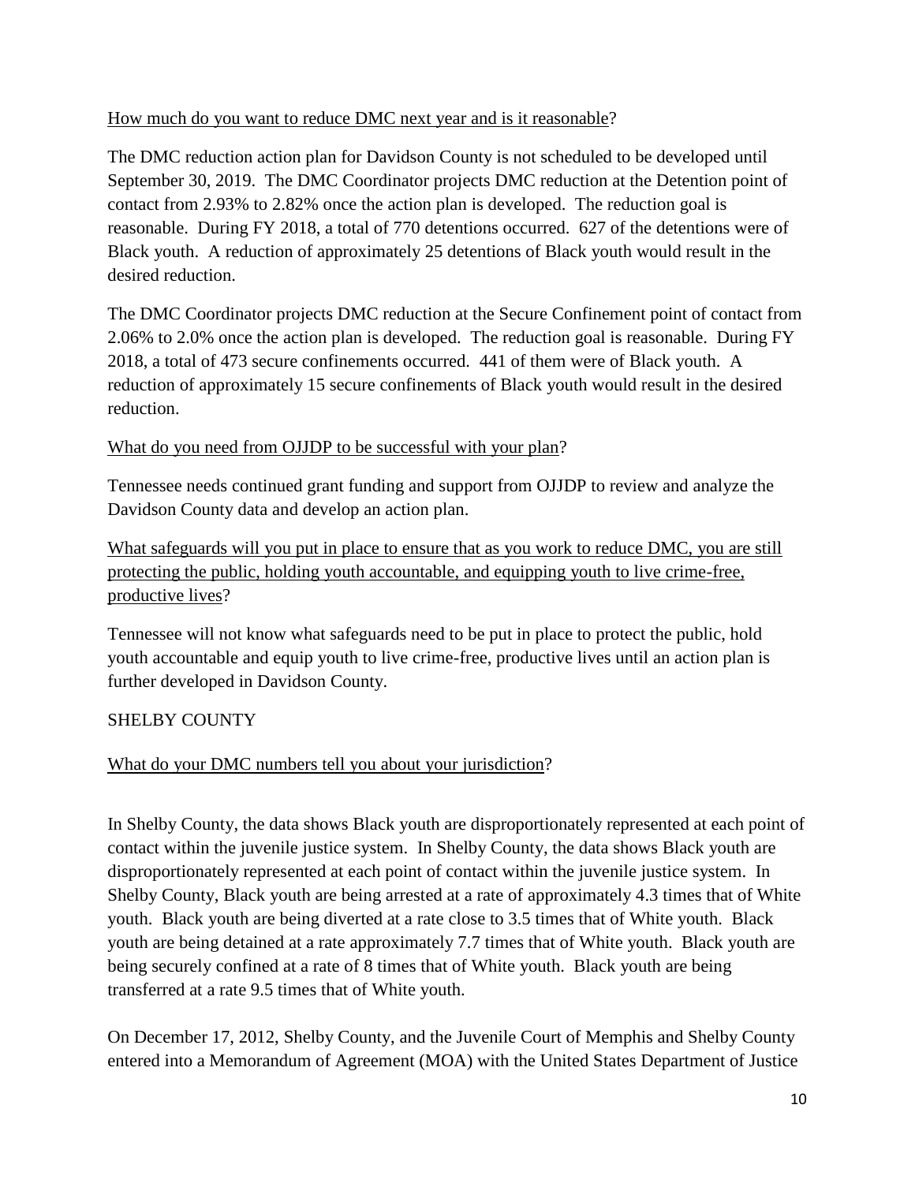How much do you want to reduce DMC next year and is it reasonable?

The DMC reduction action plan for Davidson County is not scheduled to be developed until September 30, 2019. The DMC Coordinator projects DMC reduction at the Detention point of contact from 2.93% to 2.82% once the action plan is developed. The reduction goal is reasonable. During FY 2018, a total of 770 detentions occurred. 627 of the detentions were of Black youth. A reduction of approximately 25 detentions of Black youth would result in the desired reduction.

The DMC Coordinator projects DMC reduction at the Secure Confinement point of contact from 2.06% to 2.0% once the action plan is developed. The reduction goal is reasonable. During FY 2018, a total of 473 secure confinements occurred. 441 of them were of Black youth. A reduction of approximately 15 secure confinements of Black youth would result in the desired reduction.

What do you need from OJJDP to be successful with your plan?

Tennessee needs continued grant funding and support from OJJDP to review and analyze the Davidson County data and develop an action plan.

What safeguards will you put in place to ensure that as you work to reduce DMC, you are still protecting the public, holding youth accountable, and equipping youth to live crime-free, productive lives?

Tennessee will not know what safeguards need to be put in place to protect the public, hold youth accountable and equip youth to live crime-free, productive lives until an action plan is further developed in Davidson County.

## SHELBY COUNTY

What do your DMC numbers tell you about your jurisdiction?

In Shelby County, the data shows Black youth are disproportionately represented at each point of contact within the juvenile justice system. In Shelby County, the data shows Black youth are disproportionately represented at each point of contact within the juvenile justice system. In Shelby County, Black youth are being arrested at a rate of approximately 4.3 times that of White youth. Black youth are being diverted at a rate close to 3.5 times that of White youth. Black youth are being detained at a rate approximately 7.7 times that of White youth. Black youth are being securely confined at a rate of 8 times that of White youth. Black youth are being transferred at a rate 9.5 times that of White youth.

On December 17, 2012, Shelby County, and the Juvenile Court of Memphis and Shelby County entered into a Memorandum of Agreement (MOA) with the United States Department of Justice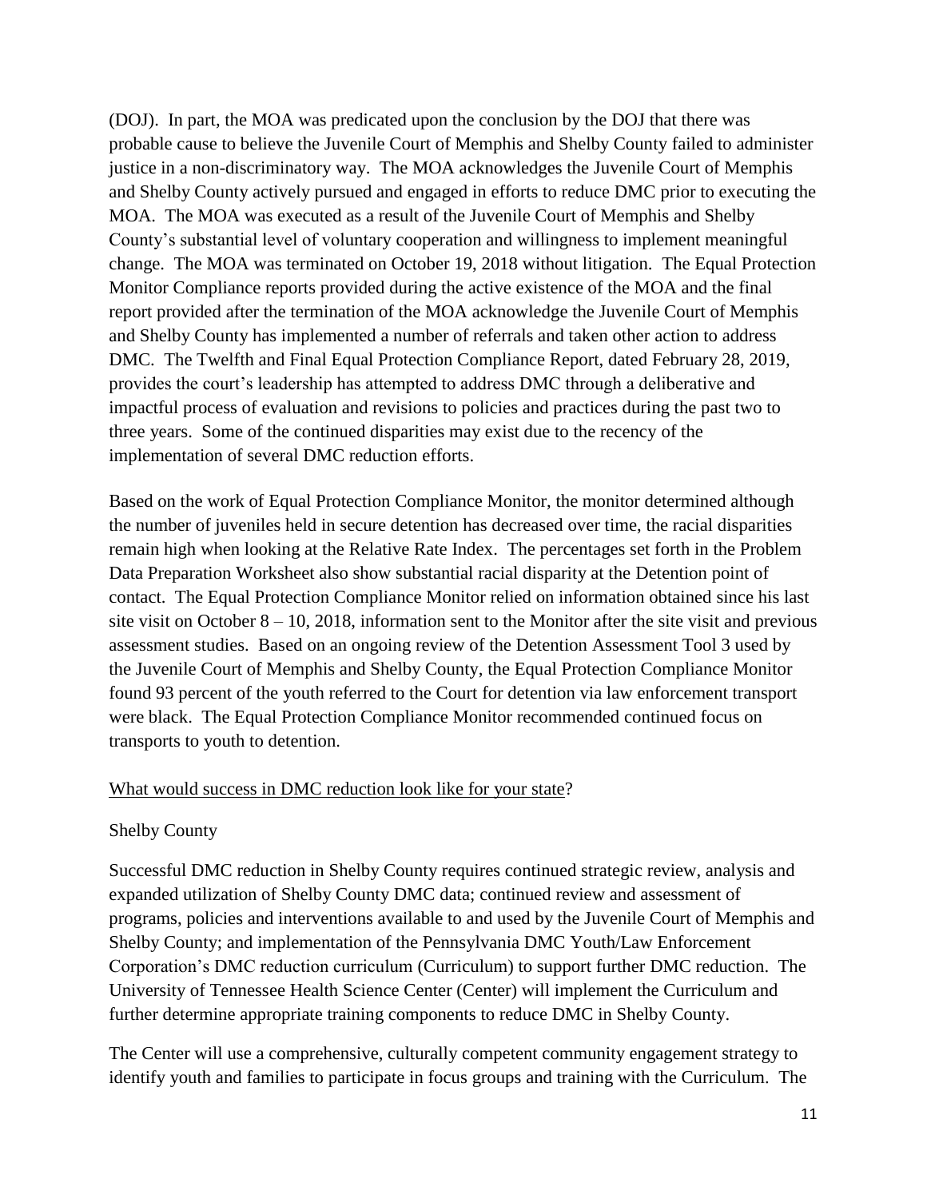(DOJ). In part, the MOA was predicated upon the conclusion by the DOJ that there was probable cause to believe the Juvenile Court of Memphis and Shelby County failed to administer justice in a non-discriminatory way. The MOA acknowledges the Juvenile Court of Memphis and Shelby County actively pursued and engaged in efforts to reduce DMC prior to executing the MOA. The MOA was executed as a result of the Juvenile Court of Memphis and Shelby County's substantial level of voluntary cooperation and willingness to implement meaningful change. The MOA was terminated on October 19, 2018 without litigation. The Equal Protection Monitor Compliance reports provided during the active existence of the MOA and the final report provided after the termination of the MOA acknowledge the Juvenile Court of Memphis and Shelby County has implemented a number of referrals and taken other action to address DMC. The Twelfth and Final Equal Protection Compliance Report, dated February 28, 2019, provides the court's leadership has attempted to address DMC through a deliberative and impactful process of evaluation and revisions to policies and practices during the past two to three years. Some of the continued disparities may exist due to the recency of the implementation of several DMC reduction efforts.

Based on the work of Equal Protection Compliance Monitor, the monitor determined although the number of juveniles held in secure detention has decreased over time, the racial disparities remain high when looking at the Relative Rate Index. The percentages set forth in the Problem Data Preparation Worksheet also show substantial racial disparity at the Detention point of contact. The Equal Protection Compliance Monitor relied on information obtained since his last site visit on October 8 – 10, 2018, information sent to the Monitor after the site visit and previous assessment studies. Based on an ongoing review of the Detention Assessment Tool 3 used by the Juvenile Court of Memphis and Shelby County, the Equal Protection Compliance Monitor found 93 percent of the youth referred to the Court for detention via law enforcement transport were black. The Equal Protection Compliance Monitor recommended continued focus on transports to youth to detention.

<u>What would success in DMC reduction look like for your state</u>?

Shelby County

Successful DMC reduction in Shelby County requires continued strategic review, analysis and expanded utilization of Shelby County DMC data; continued review and assessment of programs, policies and interventions available to and used by the Juvenile Court of Memphis and Shelby County; and implementation of the Pennsylvania DMC Youth/Law Enforcement Corporation's DMC reduction curriculum (Curriculum) to support further DMC reduction. The University of Tennessee Health Science Center (Center) will implement the Curriculum and further determine appropriate training components to reduce DMC in Shelby County.

The Center will use a comprehensive, culturally competent community engagement strategy to identify youth and families to participate in focus groups and training with the Curriculum. The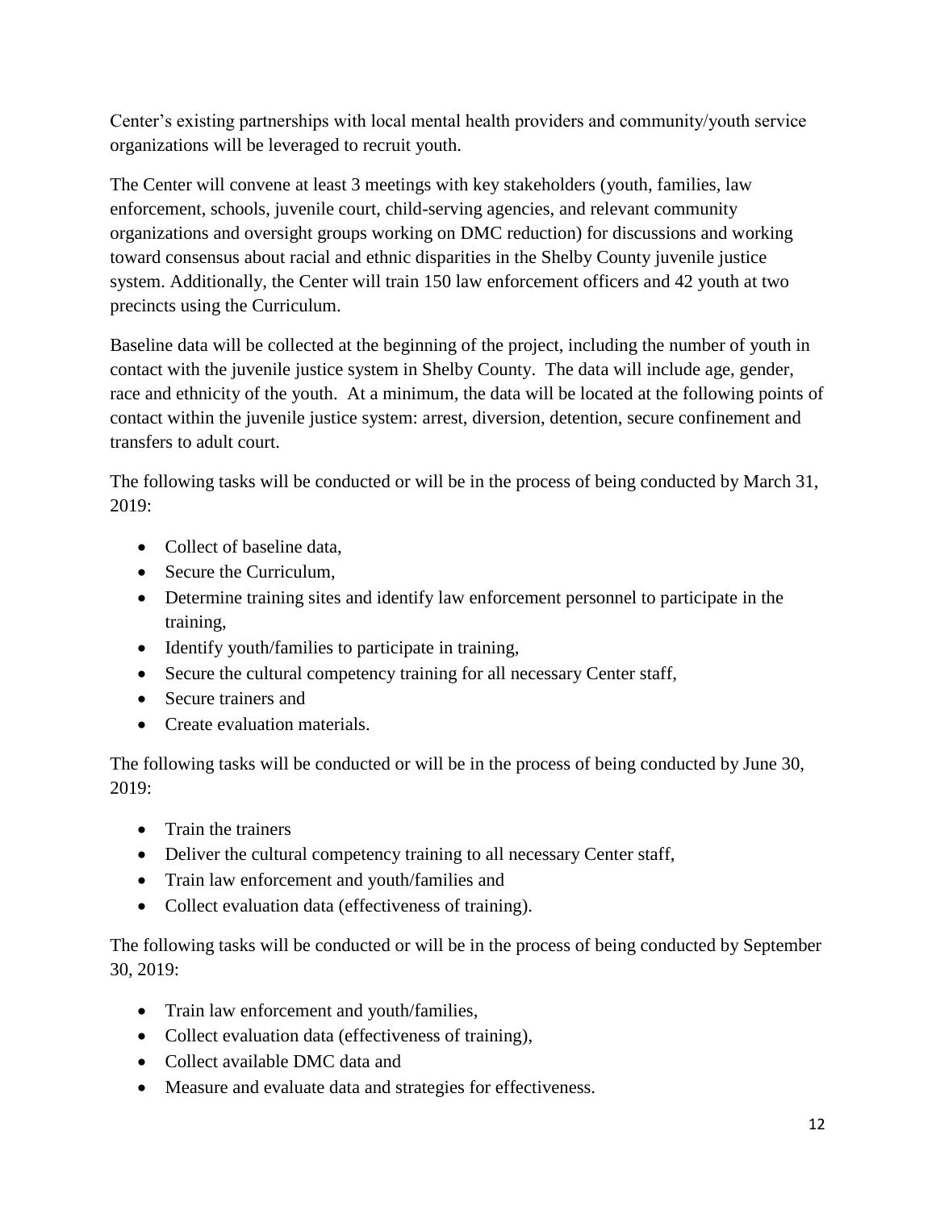Center's existing partnerships with local mental health providers and community/youth service organizations will be leveraged to recruit youth.

The Center will convene at least 3 meetings with key stakeholders (youth, families, law enforcement, schools, juvenile court, child-serving agencies, and relevant community organizations and oversight groups working on DMC reduction) for discussions and working toward consensus about racial and ethnic disparities in the Shelby County juvenile justice system. Additionally, the Center will train 150 law enforcement officers and 42 youth at two precincts using the Curriculum.

Baseline data will be collected at the beginning of the project, including the number of youth in contact with the juvenile justice system in Shelby County. The data will include age, gender, race and ethnicity of the youth. At a minimum, the data will be located at the following points of contact within the juvenile justice system: arrest, diversion, detention, secure confinement and transfers to adult court.

The following tasks will be conducted or will be in the process of being conducted by March 31, 2019:

- Collect of baseline data,
- Secure the Curriculum,
- Determine training sites and identify law enforcement personnel to participate in the training,
- Identify youth/families to participate in training,
- Secure the cultural competency training for all necessary Center staff,
- Secure trainers and
- Create evaluation materials.

The following tasks will be conducted or will be in the process of being conducted by June 30, 2019:

- Train the trainers
- Deliver the cultural competency training to all necessary Center staff,
- Train law enforcement and youth/families and
- Collect evaluation data (effectiveness of training).

The following tasks will be conducted or will be in the process of being conducted by September 30, 2019:

- Train law enforcement and youth/families,
- Collect evaluation data (effectiveness of training),
- Collect available DMC data and
- Measure and evaluate data and strategies for effectiveness.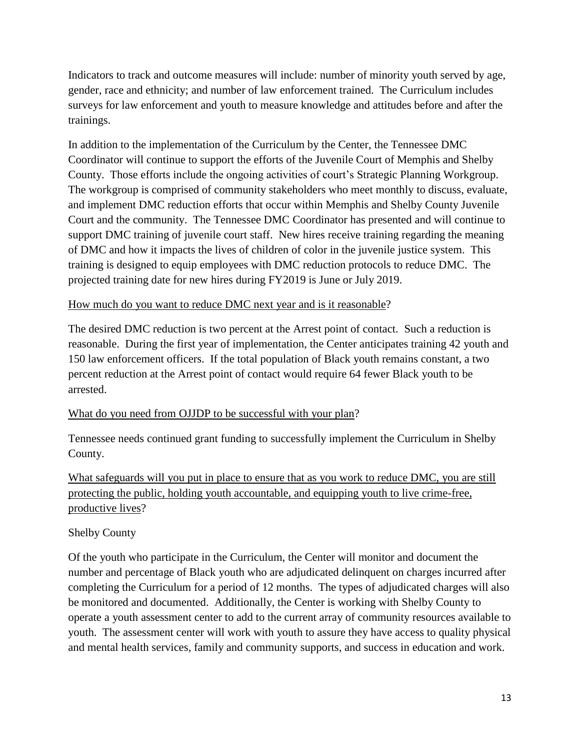Indicators to track and outcome measures will include: number of minority youth served by age, gender, race and ethnicity; and number of law enforcement trained. The Curriculum includes surveys for law enforcement and youth to measure knowledge and attitudes before and after the trainings.

In addition to the implementation of the Curriculum by the Center, the Tennessee DMC Coordinator will continue to support the efforts of the Juvenile Court of Memphis and Shelby County. Those efforts include the ongoing activities of court's Strategic Planning Workgroup. The workgroup is comprised of community stakeholders who meet monthly to discuss, evaluate, and implement DMC reduction efforts that occur within Memphis and Shelby County Juvenile Court and the community. The Tennessee DMC Coordinator has presented and will continue to support DMC training of juvenile court staff. New hires receive training regarding the meaning of DMC and how it impacts the lives of children of color in the juvenile justice system. This training is designed to equip employees with DMC reduction protocols to reduce DMC. The projected training date for new hires during FY2019 is June or July 2019.

<u>How much do you want to reduce DMC next year and is it reasonable</u>?

The desired DMC reduction is two percent at the Arrest point of contact. Such a reduction is reasonable. During the first year of implementation, the Center anticipates training 42 youth and 150 law enforcement officers. If the total population of Black youth remains constant, a two percent reduction at the Arrest point of contact would require 64 fewer Black youth to be arrested.

<u>What do you need from OJJDP to be successful with your plan</u>?

Tennessee needs continued grant funding to successfully implement the Curriculum in Shelby County.

<u>What safeguards will you put in place to ensure that as you work to reduce DMC, you are still protecting the public, holding youth accountable, and equipping youth to live crime-free, productive lives</u>?

Shelby County

Of the youth who participate in the Curriculum, the Center will monitor and document the number and percentage of Black youth who are adjudicated delinquent on charges incurred after completing the Curriculum for a period of 12 months. The types of adjudicated charges will also be monitored and documented. Additionally, the Center is working with Shelby County to operate a youth assessment center to add to the current array of community resources available to youth. The assessment center will work with youth to assure they have access to quality physical and mental health services, family and community supports, and success in education and work.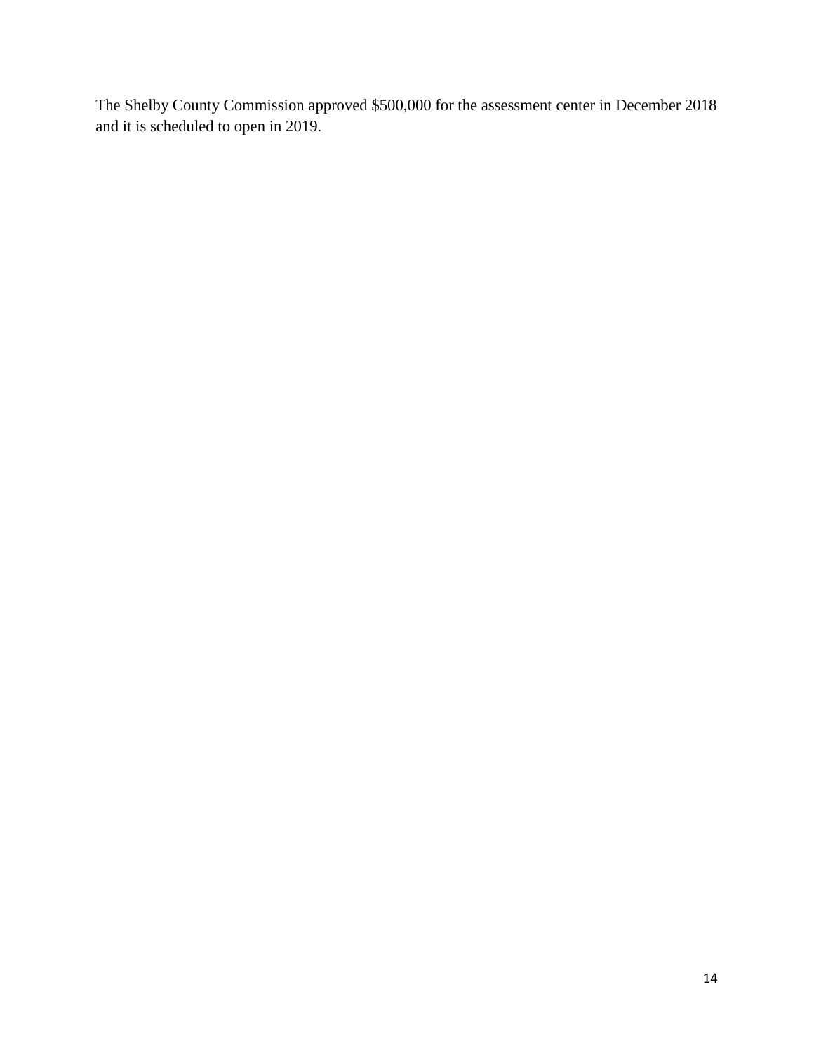The Shelby County Commission approved $500,000 for the assessment center in December 2018 and it is scheduled to open in 2019.